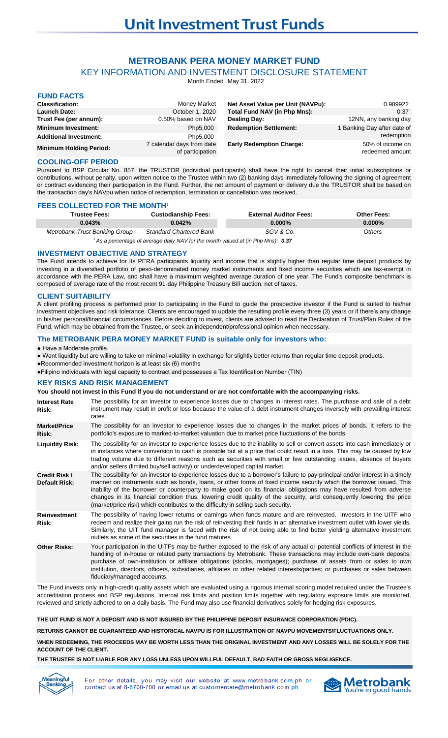# Unit Investment Trust Funds

## METROBANK PERA MONEY MARKET FUND

KEY INFORMATION AND INVESTMENT DISCLOSURE STATEMENT

Month Ended May 31, 2022

### FUND FACTS

| | | | |
|---|---|---|---|
| **Classification:** | Money Market | **Net Asset Value per Unit (NAVPu):** | 0.989922 |
| **Launch Date:** | October 1, 2020 | **Total Fund NAV (in Php Mns):** | 0.37 |
| **Trust Fee (per annum):** | 0.50% based on NAV | **Dealing Day:** | 12NN, any banking day |
| **Minimum Investment:** | Php5,000 | **Redemption Settlement:** | 1 Banking Day after date of redemption |
| **Additional Investment:** | Php5,000 | | |
| **Minimum Holding Period:** | 7 calendar days from date of participation | **Early Redemption Charge:** | 50% of income on redeemed amount |

### COOLING-OFF PERIOD

Pursuant to BSP Circular No. 857, the TRUSTOR (individual participants) shall have the right to cancel their initial subscriptions or contributions, without penalty, upon written notice to the Trustee within two (2) banking days immediately following the signing of agreement or contract evidencing their participation in the Fund. Further, the net amount of payment or delivery due the TRUSTOR shall be based on the transaction day's NAVpu when notice of redemption, termination or cancellation was received.

### FEES COLLECTED FOR THE MONTH[1]

| Trustee Fees: | Custodianship Fees: | External Auditor Fees: | Other Fees: |
|---|---|---|---|
| **0.043%** | **0.042%** | **0.000%** | **0.000%** |
| *Metrobank-Trust Banking Group* | *Standard Chartered Bank* | *SGV & Co.* | *Others* |

*[1] As a percentage of average daily NAV for the month valued at (in Php Mns):* ***0.37***

### INVESTMENT OBJECTIVE AND STRATEGY

The Fund intends to achieve for its PERA participants liquidity and income that is slightly higher than regular time deposit products by investing in a diversified portfolio of peso-denominated money market instruments and fixed income securities which are tax-exempt in accordance with the PERA Law, and shall have a maximum weighted average duration of one year. The Fund's composite benchmark is composed of average rate of the most recent 91-day Philippine Treasury Bill auction, net of taxes.

### CLIENT SUITABILITY

A client profiling process is performed prior to participating in the Fund to guide the prospective investor if the Fund is suited to his/her investment objectives and risk tolerance. Clients are encouraged to update the resulting profile every three (3) years or if there's any change in his/her personal/financial circumstances. Before deciding to invest, clients are advised to read the Declaration of Trust/Plan Rules of the Fund, which may be obtained from the Trustee, or seek an independent/professional opinion when necessary.

### The METROBANK PERA MONEY MARKET FUND is suitable only for investors who:

- Have a Moderate profile.
- Want liquidity but are willing to take on minimal volatility in exchange for slightly better returns than regular time deposit products.
- Recommended investment horizon is at least six (6) months
- Filipino individuals with legal capacity to contract and possesses a Tax Identification Number (TIN)

### KEY RISKS AND RISK MANAGEMENT

**You should not invest in this Fund if you do not understand or are not comfortable with the accompanying risks.**

| | |
|---|---|
| **Interest Rate Risk:** | The possibility for an investor to experience losses due to changes in interest rates. The purchase and sale of a debt instrument may result in profit or loss because the value of a debt instrument changes inversely with prevailing interest rates. |
| **Market/Price Risk:** | The possibility for an investor to experience losses due to changes in the market prices of bonds. It refers to the portfolio's exposure to marked-to-market valuation due to market price fluctuations of the bonds. |
| **Liquidity Risk:** | The possibility for an investor to experience losses due to the inability to sell or convert assets into cash immediately or in instances where conversion to cash is possible but at a price that could result in a loss. This may be caused by low trading volume due to different reasons such as securities with small or few outstanding issues, absence of buyers and/or sellers (limited buy/sell activity) or underdeveloped capital market. |
| **Credit Risk / Default Risk:** | The possibility for an investor to experience losses due to a borrower's failure to pay principal and/or interest in a timely manner on instruments such as bonds, loans, or other forms of fixed income security which the borrower issued. This inability of the borrower or counterparty to make good on its financial obligations may have resulted from adverse changes in its financial condition thus, lowering credit quality of the security, and consequently lowering the price (market/price risk) which contributes to the difficulty in selling such security. |
| **Reinvestment Risk:** | The possibility of having lower returns or earnings when funds mature and are reinvested. Investors in the UITF who redeem and realize their gains run the risk of reinvesting their funds in an alternative investment outlet with lower yields. Similarly, the UIT fund manager is faced with the risk of not being able to find better yielding alternative investment outlets as some of the securities in the fund matures. |
| **Other Risks:** | Your participation in the UITFs may be further exposed to the risk of any actual or potential conflicts of interest in the handling of in-house or related party transactions by Metrobank. These transactions may include own-bank deposits; purchase of own-institution or affiliate obligations (stocks, mortgages); purchase of assets from or sales to own institution, directors, officers, subsidiaries, affiliates or other related interests/parties; or purchases or sales between fiduciary/managed accounts. |

The Fund invests only in high-credit quality assets which are evaluated using a rigorous internal scoring model required under the Trustee's accreditation process and BSP regulations. Internal risk limits and position limits together with regulatory exposure limits are monitored, reviewed and strictly adhered to on a daily basis. The Fund may also use financial derivatives solely for hedging risk exposures.

**THE UIT FUND IS NOT A DEPOSIT AND IS NOT INSURED BY THE PHILIPPINE DEPOSIT INSURANCE CORPORATION (PDIC).**

**RETURNS CANNOT BE GUARANTEED AND HISTORICAL NAVPU IS FOR ILLUSTRATION OF NAVPU MOVEMENTS/FLUCTUATIONS ONLY.**

**WHEN REDEEMING, THE PROCEEDS MAY BE WORTH LESS THAN THE ORIGINAL INVESTMENT AND ANY LOSSES WILL BE SOLELY FOR THE ACCOUNT OF THE CLIENT.**

**THE TRUSTEE IS NOT LIABLE FOR ANY LOSS UNLESS UPON WILLFUL DEFAULT, BAD FAITH OR GROSS NEGLIGENCE.**

For other details, you may visit our website at www.metrobank.com.ph or contact us at 8-8700-700 or email us at customercare@metrobank.com.ph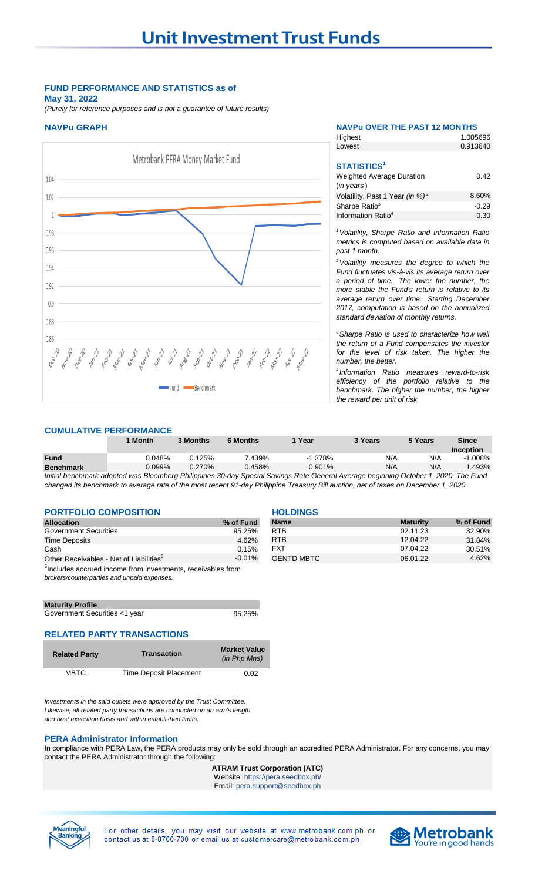# Unit Investment Trust Funds

## FUND PERFORMANCE AND STATISTICS as of May 31, 2022

*(Purely for reference purposes and is not a guarantee of future results)*

### NAVPu GRAPH

Metrobank PERA Money Market Fund

### NAVPu OVER THE PAST 12 MONTHS

| | |
|---|---|
| Highest | 1.005696 |
| Lowest | 0.913640 |

### STATISTICS[1]

| | |
|---|---|
| Weighted Average Duration (*in years*) | 0.42 |
| Volatility, Past 1 Year *(in %)*[2] | 8.60% |
| Sharpe Ratio[3] | -0.29 |
| Information Ratio[4] | -0.30 |

*[1]Volatility, Sharpe Ratio and Information Ratio metrics is computed based on available data in past 1 month.*

*[2]Volatility measures the degree to which the Fund fluctuates vis-à-vis its average return over a period of time. The lower the number, the more stable the Fund's return is relative to its average return over time. Starting December 2017, computation is based on the annualized standard deviation of monthly returns.*

*[3]Sharpe Ratio is used to characterize how well the return of a Fund compensates the investor for the level of risk taken. The higher the number, the better.*

*[4]Information Ratio measures reward-to-risk efficiency of the portfolio relative to the benchmark. The higher the number, the higher the reward per unit of risk.*

### CUMULATIVE PERFORMANCE

| | 1 Month | 3 Months | 6 Months | 1 Year | 3 Years | 5 Years | Since Inception |
|---|---|---|---|---|---|---|---|
| **Fund** | 0.048% | 0.125% | 7.439% | -1.378% | N/A | N/A | -1.008% |
| **Benchmark** | 0.099% | 0.270% | 0.458% | 0.901% | N/A | N/A | 1.493% |

*Initial benchmark adopted was Bloomberg Philippines 30-day Special Savings Rate General Average beginning October 1, 2020. The Fund changed its benchmark to average rate of the most recent 91-day Philippine Treasury Bill auction, net of taxes on December 1, 2020.*

### PORTFOLIO COMPOSITION

| Allocation | % of Fund |
|---|---|
| Government Securities | 95.25% |
| Time Deposits | 4.62% |
| Cash | 0.15% |
| Other Receivables - Net of Liabilities[5] | -0.01% |

[5]Includes accrued income from investments, receivables from *brokers/counterparties and unpaid expenses.*

### HOLDINGS

| Name | Maturity | % of Fund |
|---|---|---|
| RTB | 02.11.23 | 32.90% |
| RTB | 12.04.22 | 31.84% |
| FXT | 07.04.22 | 30.51% |
| GENTD MBTC | 06.01.22 | 4.62% |

| Maturity Profile | |
|---|---|
| Government Securities <1 year | 95.25% |

### RELATED PARTY TRANSACTIONS

| Related Party | Transaction | Market Value *(in Php Mns)* |
|---|---|---|
| MBTC | Time Deposit Placement | 0.02 |

*Investments in the said outlets were approved by the Trust Committee. Likewise, all related party transactions are conducted on an arm's length and best execution basis and within established limits.*

### PERA Administrator Information

In compliance with PERA Law, the PERA products may only be sold through an accredited PERA Administrator. For any concerns, you may contact the PERA Administrator through the following:

**ATRAM Trust Corporation (ATC)**
Website: https://pera.seedbox.ph/
Email: pera.support@seedbox.ph

For other details, you may visit our website at www.metrobank.com.ph or contact us at 8-8700-700 or email us at customercare@metrobank.com.ph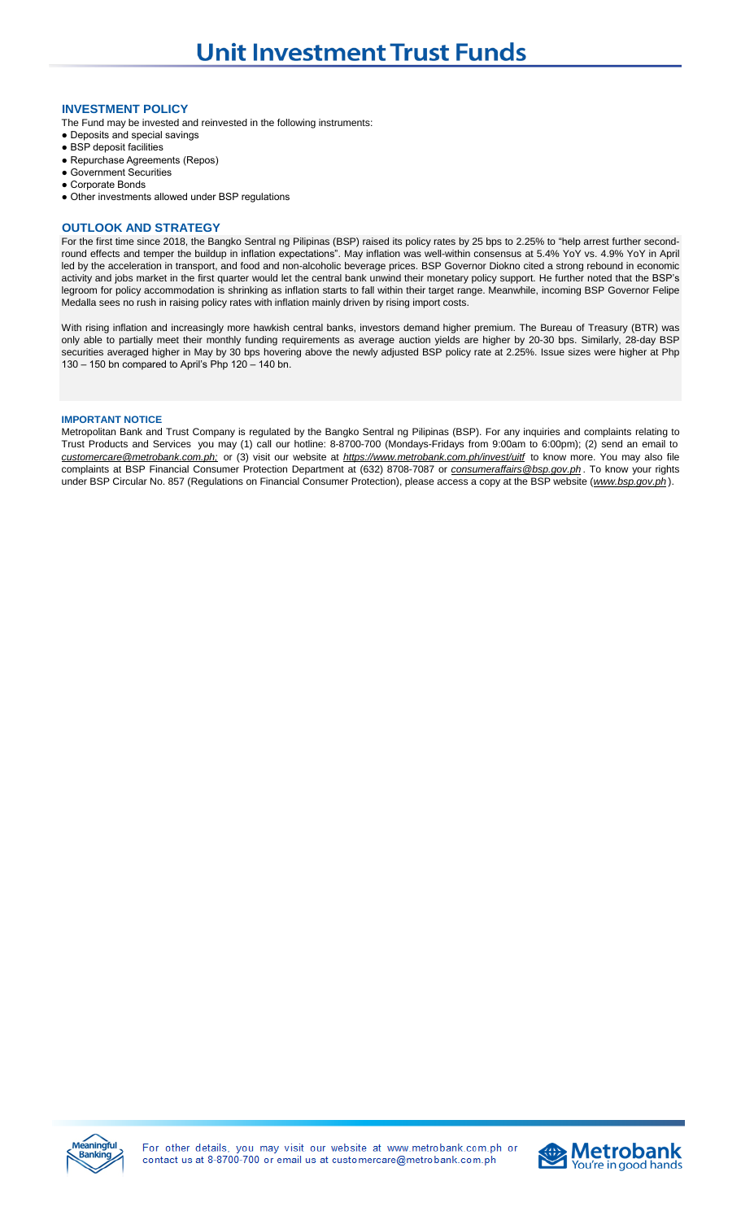# Unit Investment Trust Funds

## INVESTMENT POLICY

The Fund may be invested and reinvested in the following instruments:

- Deposits and special savings
- BSP deposit facilities
- Repurchase Agreements (Repos)
- Government Securities
- Corporate Bonds
- Other investments allowed under BSP regulations

## OUTLOOK AND STRATEGY

For the first time since 2018, the Bangko Sentral ng Pilipinas (BSP) raised its policy rates by 25 bps to 2.25% to "help arrest further second-round effects and temper the buildup in inflation expectations". May inflation was well-within consensus at 5.4% YoY vs. 4.9% YoY in April led by the acceleration in transport, and food and non-alcoholic beverage prices. BSP Governor Diokno cited a strong rebound in economic activity and jobs market in the first quarter would let the central bank unwind their monetary policy support. He further noted that the BSP's legroom for policy accommodation is shrinking as inflation starts to fall within their target range. Meanwhile, incoming BSP Governor Felipe Medalla sees no rush in raising policy rates with inflation mainly driven by rising import costs.

With rising inflation and increasingly more hawkish central banks, investors demand higher premium. The Bureau of Treasury (BTR) was only able to partially meet their monthly funding requirements as average auction yields are higher by 20-30 bps. Similarly, 28-day BSP securities averaged higher in May by 30 bps hovering above the newly adjusted BSP policy rate at 2.25%. Issue sizes were higher at Php 130 – 150 bn compared to April's Php 120 – 140 bn.

### IMPORTANT NOTICE

Metropolitan Bank and Trust Company is regulated by the Bangko Sentral ng Pilipinas (BSP). For any inquiries and complaints relating to Trust Products and Services you may (1) call our hotline: 8-8700-700 (Mondays-Fridays from 9:00am to 6:00pm); (2) send an email to *customercare@metrobank.com.ph;* or (3) visit our website at *https://www.metrobank.com.ph/invest/uitf* to know more. You may also file complaints at BSP Financial Consumer Protection Department at (632) 8708-7087 or *consumeraffairs@bsp.gov.ph*. To know your rights under BSP Circular No. 857 (Regulations on Financial Consumer Protection), please access a copy at the BSP website (*www.bsp.gov.ph*).

For other details, you may visit our website at www.metrobank.com.ph or contact us at 8-8700-700 or email us at customercare@metrobank.com.ph